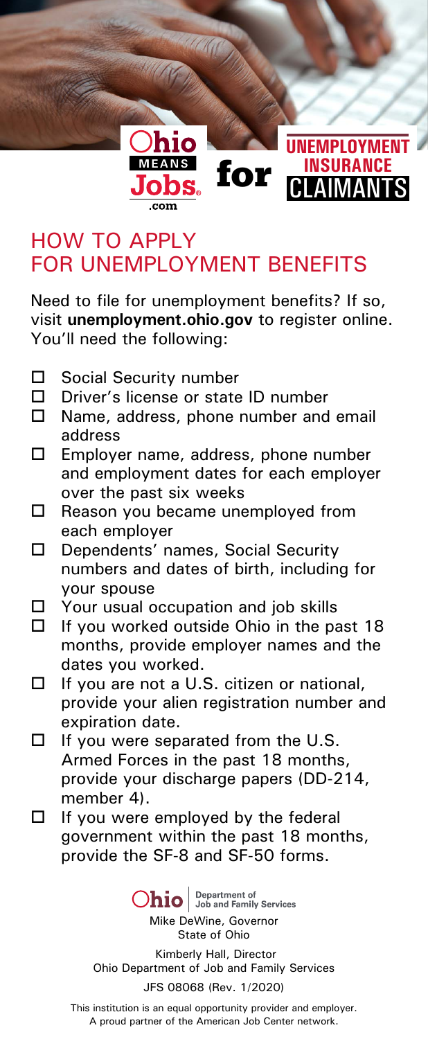OhioMeansJobs.com for UNEMPLOYMENT INSURANCE CLAIMANTS

# HOW TO APPLY FOR UNEMPLOYMENT BENEFITS

Need to file for unemployment benefits? If so, visit **unemployment.ohio.gov** to register online. You'll need the following:

- ☐ Social Security number
- ☐ Driver's license or state ID number
- ☐ Name, address, phone number and email address
- ☐ Employer name, address, phone number and employment dates for each employer over the past six weeks
- ☐ Reason you became unemployed from each employer
- ☐ Dependents' names, Social Security numbers and dates of birth, including for your spouse
- ☐ Your usual occupation and job skills
- ☐ If you worked outside Ohio in the past 18 months, provide employer names and the dates you worked.
- ☐ If you are not a U.S. citizen or national, provide your alien registration number and expiration date.
- ☐ If you were separated from the U.S. Armed Forces in the past 18 months, provide your discharge papers (DD-214, member 4).
- ☐ If you were employed by the federal government within the past 18 months, provide the SF-8 and SF-50 forms.

Ohio | Department of Job and Family Services

Mike DeWine, Governor
State of Ohio

Kimberly Hall, Director
Ohio Department of Job and Family Services

JFS 08068 (Rev. 1/2020)

This institution is an equal opportunity provider and employer.
A proud partner of the American Job Center network.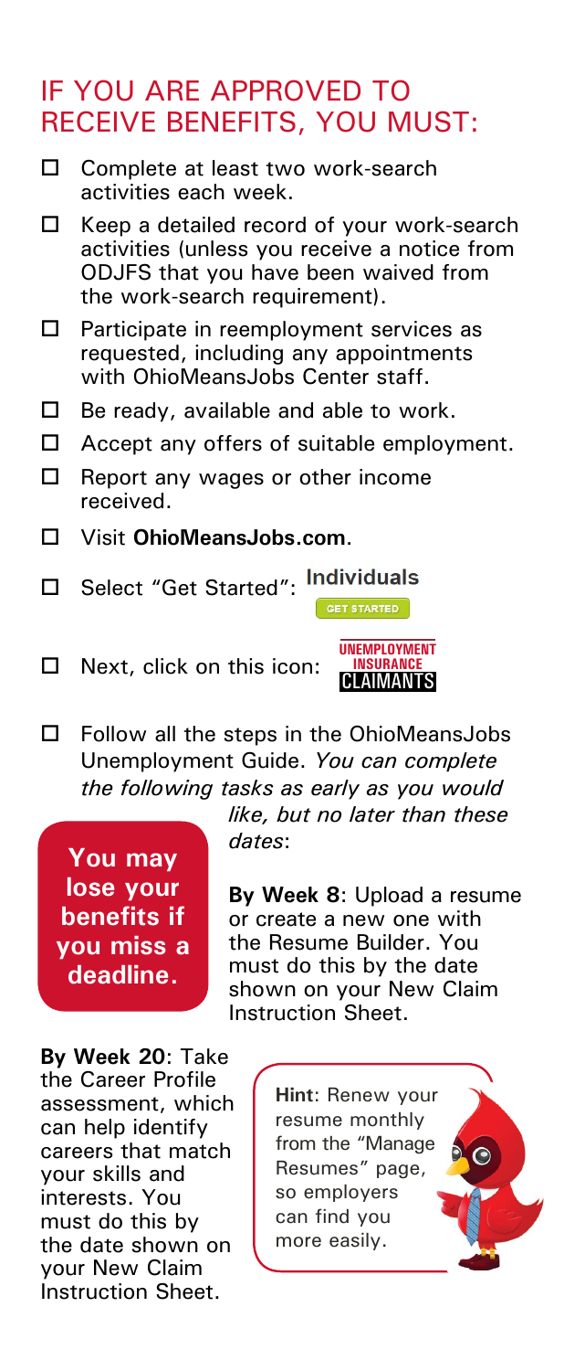## IF YOU ARE APPROVED TO RECEIVE BENEFITS, YOU MUST:

- ☐ Complete at least two work-search activities each week.
- ☐ Keep a detailed record of your work-search activities (unless you receive a notice from ODJFS that you have been waived from the work-search requirement).
- ☐ Participate in reemployment services as requested, including any appointments with OhioMeansJobs Center staff.
- ☐ Be ready, available and able to work.
- ☐ Accept any offers of suitable employment.
- ☐ Report any wages or other income received.
- ☐ Visit **OhioMeansJobs.com**.
- ☐ Select "Get Started": Individuals GET STARTED
- ☐ Next, click on this icon: UNEMPLOYMENT INSURANCE CLAIMANTS
- ☐ Follow all the steps in the OhioMeansJobs Unemployment Guide. *You can complete the following tasks as early as you would like, but no later than these dates*:

**You may lose your benefits if you miss a deadline.**

**By Week 8**: Upload a resume or create a new one with the Resume Builder. You must do this by the date shown on your New Claim Instruction Sheet.

**By Week 20**: Take the Career Profile assessment, which can help identify careers that match your skills and interests. You must do this by the date shown on your New Claim Instruction Sheet.

**Hint**: Renew your resume monthly from the "Manage Resumes" page, so employers can find you more easily.